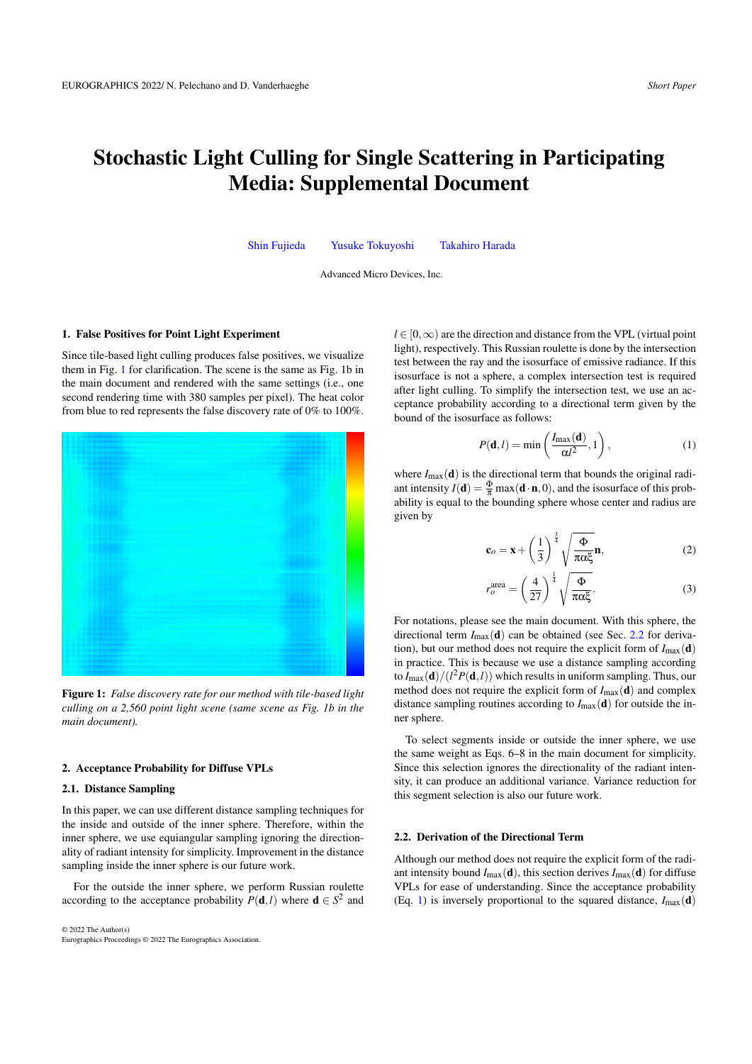# Stochastic Light Culling for Single Scattering in Participating Media: Supplemental Document

Shin Fujieda   Yusuke Tokuyoshi   Takahiro Harada

Advanced Micro Devices, Inc.

## 1. False Positives for Point Light Experiment

Since tile-based light culling produces false positives, we visualize them in Fig. 1 for clarification. The scene is the same as Fig. 1b in the main document and rendered with the same settings (i.e., one second rendering time with 380 samples per pixel). The heat color from blue to red represents the false discovery rate of 0% to 100%.

**Figure 1:** *False discovery rate for our method with tile-based light culling on a 2,560 point light scene (same scene as Fig. 1b in the main document).*

## 2. Acceptance Probability for Diffuse VPLs

### 2.1. Distance Sampling

In this paper, we can use different distance sampling techniques for the inside and outside of the inner sphere. Therefore, within the inner sphere, we use equiangular sampling ignoring the directionality of radiant intensity for simplicity. Improvement in the distance sampling inside the inner sphere is our future work.

For the outside the inner sphere, we perform Russian roulette according to the acceptance probability $P(\mathbf{d}, l)$ where $\mathbf{d} \in S^2$ and $l \in [0, \infty)$ are the direction and distance from the VPL (virtual point light), respectively. This Russian roulette is done by the intersection test between the ray and the isosurface of emissive radiance. If this isosurface is not a sphere, a complex intersection test is required after light culling. To simplify the intersection test, we use an acceptance probability according to a directional term given by the bound of the isosurface as follows:

$$P(\mathbf{d}, l) = \min\left(\frac{I_{\max}(\mathbf{d})}{\alpha l^2}, 1\right), \tag{1}$$

where $I_{\max}(\mathbf{d})$ is the directional term that bounds the original radiant intensity $I(\mathbf{d}) = \frac{\Phi}{\pi} \max(\mathbf{d} \cdot \mathbf{n}, 0)$, and the isosurface of this probability is equal to the bounding sphere whose center and radius are given by

$$\mathbf{c}_o = \mathbf{x} + \left(\frac{1}{3}\right)^{\frac{3}{4}} \sqrt{\frac{\Phi}{\pi\alpha\xi}}\mathbf{n}, \tag{2}$$

$$r_o^{\text{area}} = \left(\frac{4}{27}\right)^{\frac{1}{4}} \sqrt{\frac{\Phi}{\pi\alpha\xi}}. \tag{3}$$

For notations, please see the main document. With this sphere, the directional term $I_{\max}(\mathbf{d})$ can be obtained (see Sec. 2.2 for derivation), but our method does not require the explicit form of $I_{\max}(\mathbf{d})$ in practice. This is because we use a distance sampling according to $I_{\max}(\mathbf{d})/(l^2 P(\mathbf{d}, l))$ which results in uniform sampling. Thus, our method does not require the explicit form of $I_{\max}(\mathbf{d})$ and complex distance sampling routines according to $I_{\max}(\mathbf{d})$ for outside the inner sphere.

To select segments inside or outside the inner sphere, we use the same weight as Eqs. 6–8 in the main document for simplicity. Since this selection ignores the directionality of the radiant intensity, it can produce an additional variance. Variance reduction for this segment selection is also our future work.

### 2.2. Derivation of the Directional Term

Although our method does not require the explicit form of the radiant intensity bound $I_{\max}(\mathbf{d})$, this section derives $I_{\max}(\mathbf{d})$ for diffuse VPLs for ease of understanding. Since the acceptance probability (Eq. 1) is inversely proportional to the squared distance, $I_{\max}(\mathbf{d})$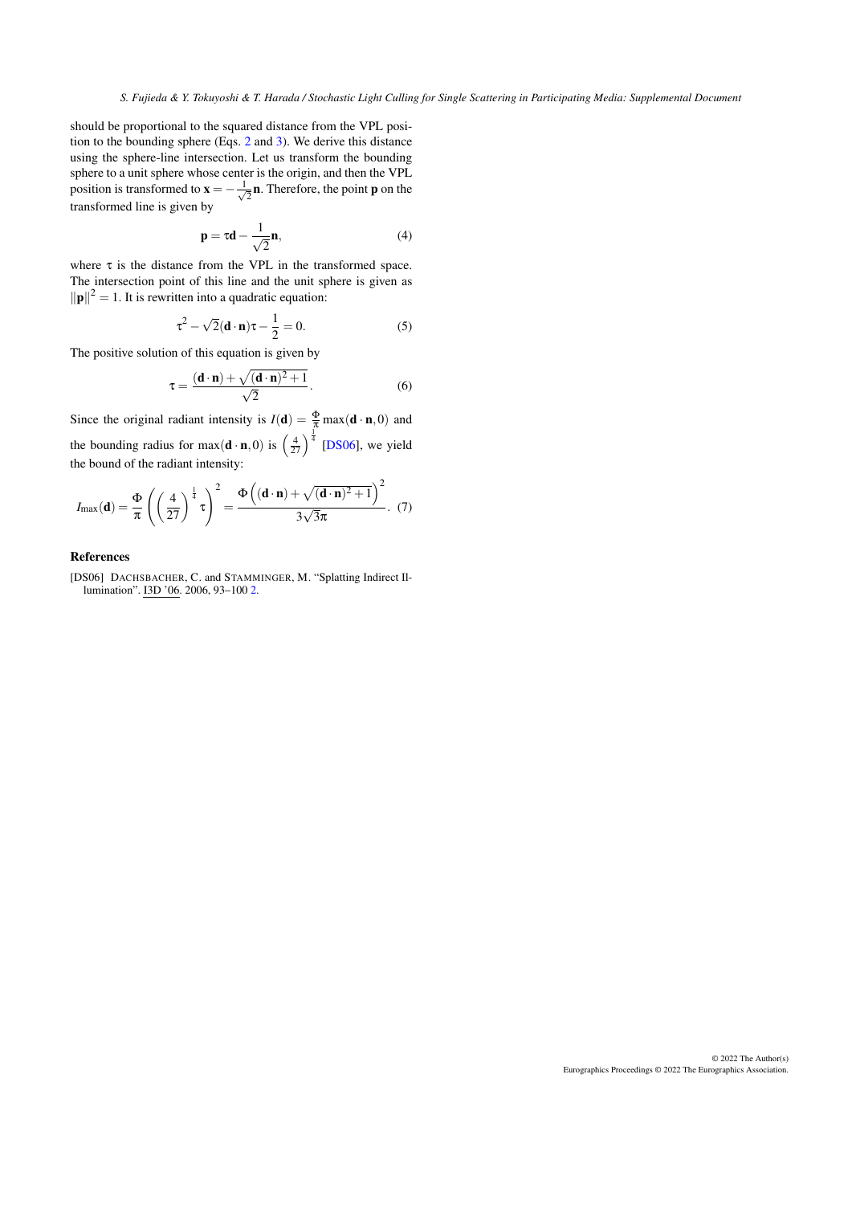should be proportional to the squared distance from the VPL position to the bounding sphere (Eqs. 2 and 3). We derive this distance using the sphere-line intersection. Let us transform the bounding sphere to a unit sphere whose center is the origin, and then the VPL position is transformed to $\mathbf{x} = -\frac{1}{\sqrt{2}}\mathbf{n}$. Therefore, the point $\mathbf{p}$ on the transformed line is given by

$$\mathbf{p} = \tau\mathbf{d} - \frac{1}{\sqrt{2}}\mathbf{n}, \tag{4}$$

where $\tau$ is the distance from the VPL in the transformed space. The intersection point of this line and the unit sphere is given as $\|\mathbf{p}\|^2 = 1$. It is rewritten into a quadratic equation:

$$\tau^2 - \sqrt{2}(\mathbf{d}\cdot\mathbf{n})\tau - \frac{1}{2} = 0. \tag{5}$$

The positive solution of this equation is given by

$$\tau = \frac{(\mathbf{d}\cdot\mathbf{n}) + \sqrt{(\mathbf{d}\cdot\mathbf{n})^2 + 1}}{\sqrt{2}}. \tag{6}$$

Since the original radiant intensity is $I(\mathbf{d}) = \frac{\Phi}{\pi}\max(\mathbf{d}\cdot\mathbf{n}, 0)$ and the bounding radius for $\max(\mathbf{d}\cdot\mathbf{n}, 0)$ is $\left(\frac{4}{27}\right)^{\frac{1}{4}}$ [DS06], we yield the bound of the radiant intensity:

$$I_{\max}(\mathbf{d}) = \frac{\Phi}{\pi}\left(\left(\frac{4}{27}\right)^{\frac{1}{4}}\tau\right)^2 = \frac{\Phi\left((\mathbf{d}\cdot\mathbf{n}) + \sqrt{(\mathbf{d}\cdot\mathbf{n})^2 + 1}\right)^2}{3\sqrt{3}\pi}. \tag{7}$$

## References

[DS06] DACHSBACHER, C. and STAMMINGER, M. "Splatting Indirect Illumination". I3D '06. 2006, 93–100 2.